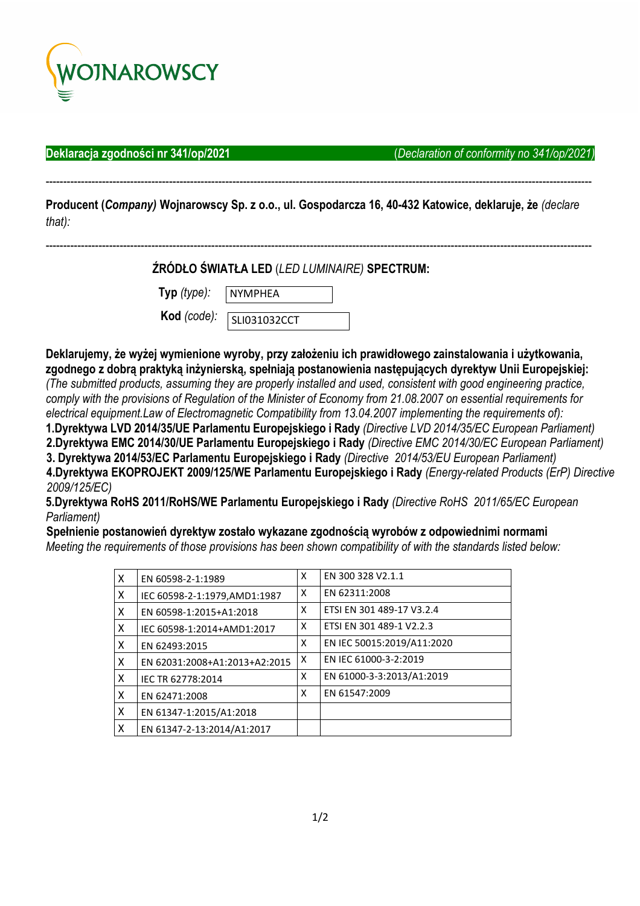WOJNAROWSCY

**Deklaracja zgodności nr 341/op/2021** (*Declaration of conformity no 341/op/2021*)

---

**Producent (*Company*) Wojnarowscy Sp. z o.o., ul. Gospodarcza 16, 40-432 Katowice, deklaruje, że** *(declare that):*

---

**ŹRÓDŁO ŚWIATŁA LED** (*LED LUMINAIRE*) **SPECTRUM:**

**Typ** *(type):* NYMPHEA

**Kod** *(code):* SLI031032CCT

**Deklarujemy, że wyżej wymienione wyroby, przy założeniu ich prawidłowego zainstalowania i użytkowania, zgodnego z dobrą praktyką inżynierską, spełniają postanowienia następujących dyrektyw Unii Europejskiej:**
*(The submitted products, assuming they are properly installed and used, consistent with good engineering practice, comply with the provisions of Regulation of the Minister of Economy from 21.08.2007 on essential requirements for electrical equipment.Law of Electromagnetic Compatibility from 13.04.2007 implementing the requirements of):*

**1.Dyrektywa LVD 2014/35/UE Parlamentu Europejskiego i Rady** *(Directive LVD 2014/35/EC European Parliament)*
**2.Dyrektywa EMC 2014/30/UE Parlamentu Europejskiego i Rady** *(Directive EMC 2014/30/EC European Parliament)*
**3. Dyrektywa 2014/53/EC Parlamentu Europejskiego i Rady** *(Directive 2014/53/EU European Parliament)*
**4.Dyrektywa EKOPROJEKT 2009/125/WE Parlamentu Europejskiego i Rady** *(Energy-related Products (ErP) Directive 2009/125/EC)*
**5.Dyrektywa RoHS 2011/RoHS/WE Parlamentu Europejskiego i Rady** *(Directive RoHS 2011/65/EC European Parliament)*

**Spełnienie postanowień dyrektyw zostało wykazane zgodnością wyrobów z odpowiednimi normami**
*Meeting the requirements of those provisions has been shown compatibility of with the standards listed below:*

| | | | |
|---|---|---|---|
| X | EN 60598-2-1:1989 | X | EN 300 328 V2.1.1 |
| X | IEC 60598-2-1:1979,AMD1:1987 | X | EN 62311:2008 |
| X | EN 60598-1:2015+A1:2018 | X | ETSI EN 301 489-17 V3.2.4 |
| X | IEC 60598-1:2014+AMD1:2017 | X | ETSI EN 301 489-1 V2.2.3 |
| X | EN 62493:2015 | X | EN IEC 50015:2019/A11:2020 |
| X | EN 62031:2008+A1:2013+A2:2015 | X | EN IEC 61000-3-2:2019 |
| X | IEC TR 62778:2014 | X | EN 61000-3-3:2013/A1:2019 |
| X | EN 62471:2008 | X | EN 61547:2009 |
| X | EN 61347-1:2015/A1:2018 | | |
| X | EN 61347-2-13:2014/A1:2017 | | |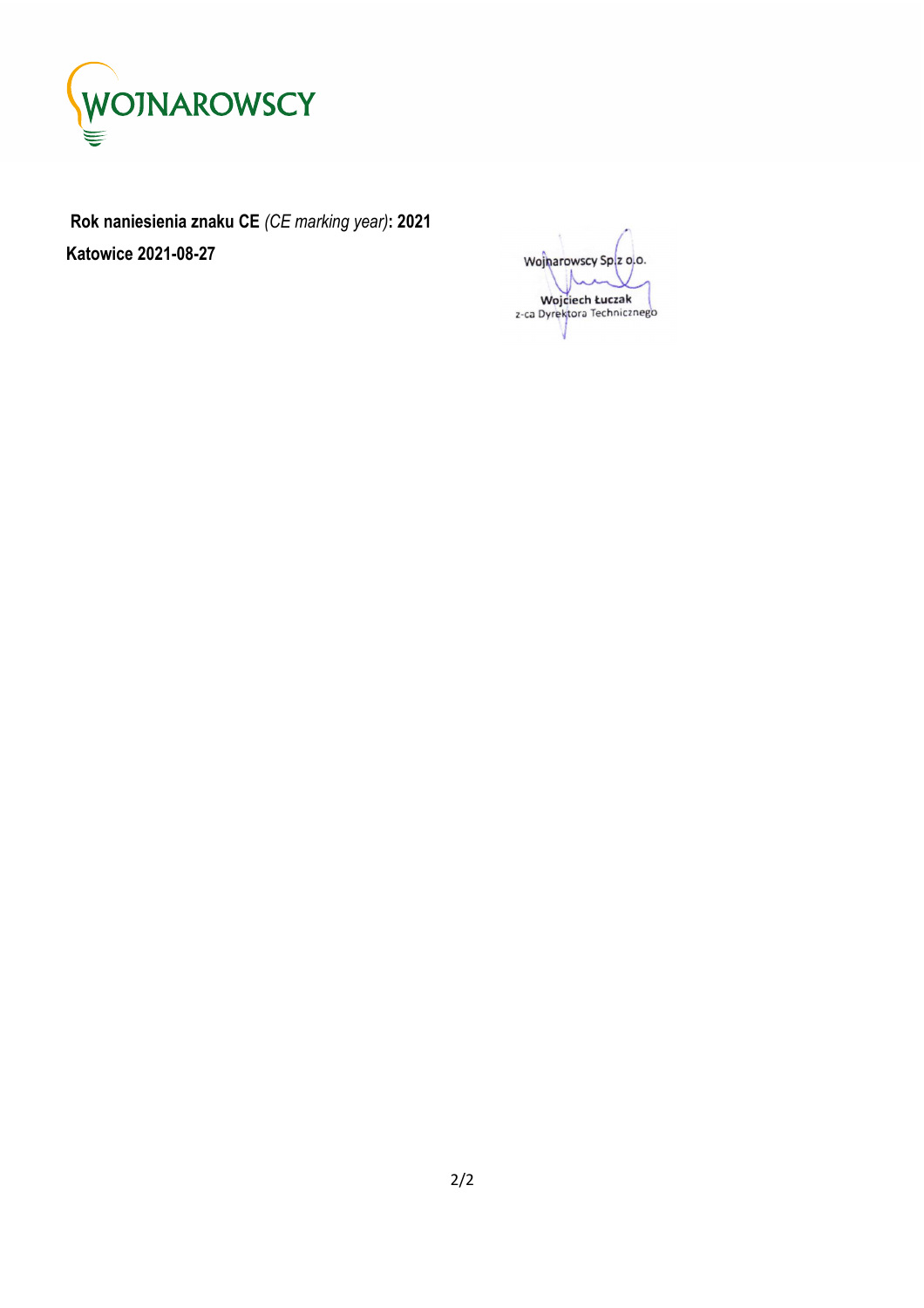WOJNAROWSCY

**Rok naniesienia znaku CE** *(CE marking year)***: 2021**

**Katowice 2021-08-27**

Wojnarowscy Sp. z o.o.
Wojciech Łuczak
z-ca Dyrektora Technicznego